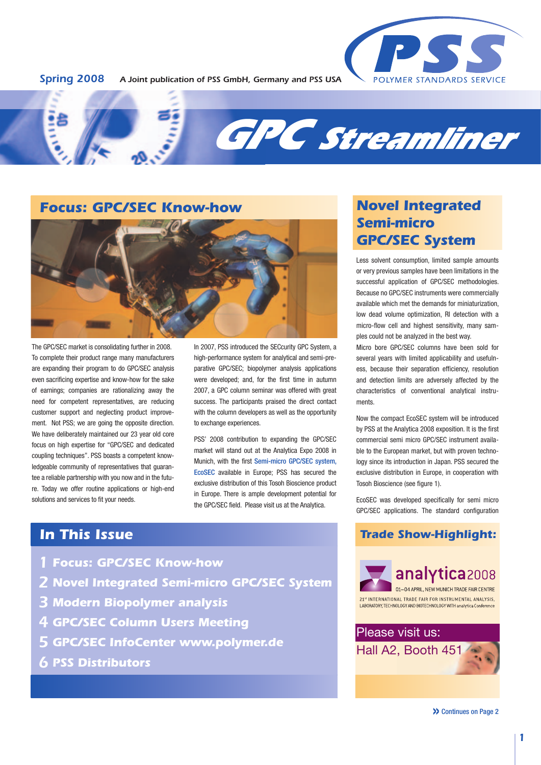Spring 2008 *A Joint publication of PSS GmbH, Germany and PSS USA*

PSS POLYMER STANDARDS SERVICE

# GPC Streamliner

## Focus: GPC/SEC Know-how

The GPC/SEC market is consolidating further in 2008. To complete their product range many manufacturers are expanding their program to do GPC/SEC analysis even sacrificing expertise and know-how for the sake of earnings; companies are rationalizing away the need for competent representatives, are reducing customer support and neglecting product improvement. Not PSS; we are going the opposite direction. We have deliberately maintained our 23 year old core focus on high expertise for "GPC/SEC and dedicated coupling techniques". PSS boasts a competent knowledgeable community of representatives that guarantee a reliable partnership with you now and in the future. Today we offer routine applications or high-end solutions and services to fit your needs.

In 2007, PSS introduced the SECcurity GPC System, a high-performance system for analytical and semi-preparative GPC/SEC; biopolymer analysis applications were developed; and, for the first time in autumn 2007, a GPC column seminar was offered with great success. The participants praised the direct contact with the column developers as well as the opportunity to exchange experiences.

PSS' 2008 contribution to expanding the GPC/SEC market will stand out at the Analytica Expo 2008 in Munich, with the first Semi-micro GPC/SEC system, EcoSEC available in Europe; PSS has secured the exclusive distribution of this Tosoh Bioscience product in Europe. There is ample development potential for the GPC/SEC field. Please visit us at the Analytica.

## In This Issue

1. **Focus: GPC/SEC Know-how**
2. **Novel Integrated Semi-micro GPC/SEC System**
3. **Modern Biopolymer analysis**
4. **GPC/SEC Column Users Meeting**
5. **GPC/SEC InfoCenter www.polymer.de**
6. **PSS Distributors**

## Novel Integrated Semi-micro GPC/SEC System

Less solvent consumption, limited sample amounts or very previous samples have been limitations in the successful application of GPC/SEC methodologies. Because no GPC/SEC instruments were commercially available which met the demands for miniaturization, low dead volume optimization, RI detection with a micro-flow cell and highest sensitivity, many samples could not be analyzed in the best way.

Micro bore GPC/SEC columns have been sold for several years with limited applicability and usefulness, because their separation efficiency, resolution and detection limits are adversely affected by the characteristics of conventional analytical instruments.

Now the compact EcoSEC system will be introduced by PSS at the Analytica 2008 exposition. It is the first commercial semi micro GPC/SEC instrument available to the European market, but with proven technology since its introduction in Japan. PSS secured the exclusive distribution in Europe, in cooperation with Tosoh Bioscience (see figure 1).

EcoSEC was developed specifically for semi micro GPC/SEC applications. The standard configuration

### Trade Show-Highlight:

analytica2008
01–04 APRIL, NEW MUNICH TRADE FAIR CENTRE
21ST INTERNATIONAL TRADE FAIR FOR INSTRUMENTAL ANALYSIS, LABORATORY, TECHNOLOGY AND BIOTECHNOLOGY WITH analytica Conference

Please visit us:
Hall A2, Booth 451

» Continues on Page 2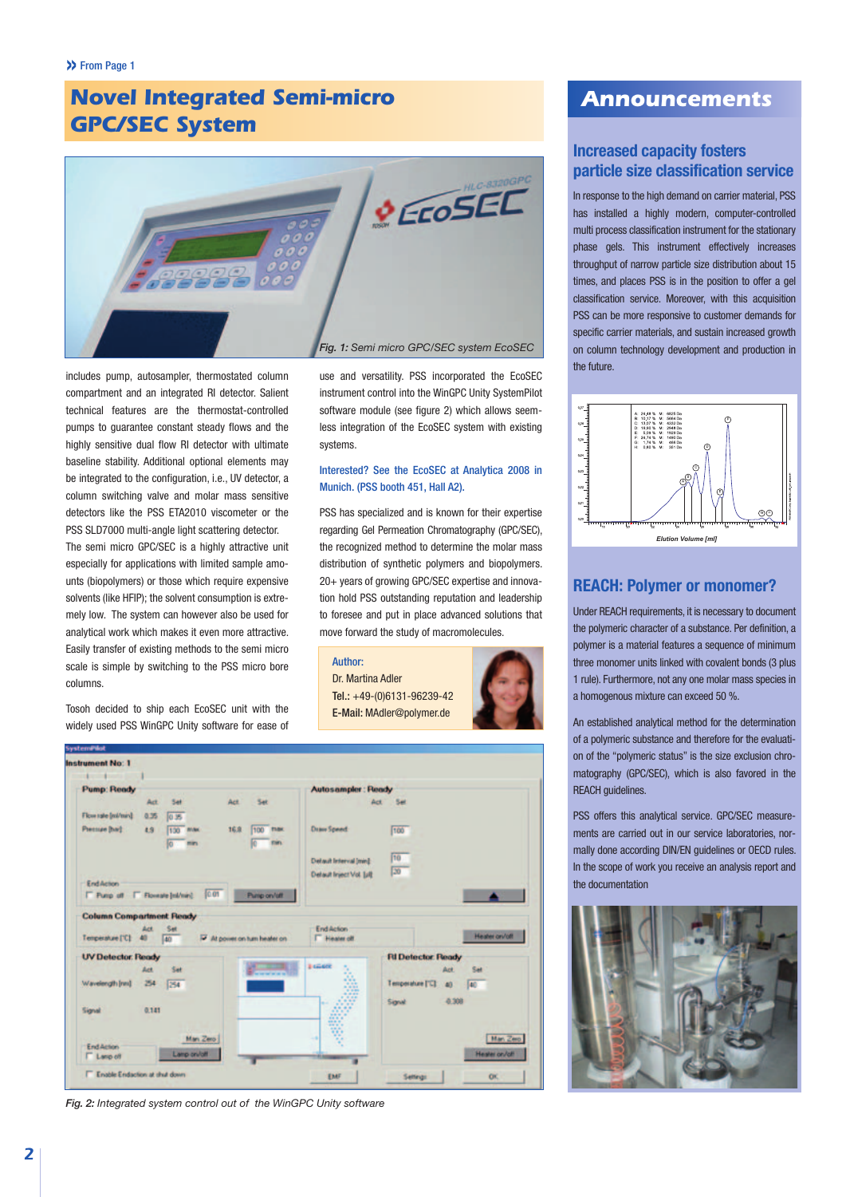» From Page 1

# Novel Integrated Semi-micro GPC/SEC System

*Fig. 1: Semi micro GPC/SEC system EcoSEC*

includes pump, autosampler, thermostated column compartment and an integrated RI detector. Salient technical features are the thermostat-controlled pumps to guarantee constant steady flows and the highly sensitive dual flow RI detector with ultimate baseline stability. Additional optional elements may be integrated to the configuration, i.e., UV detector, a column switching valve and molar mass sensitive detectors like the PSS ETA2010 viscometer or the PSS SLD7000 multi-angle light scattering detector.

The semi micro GPC/SEC is a highly attractive unit especially for applications with limited sample amounts (biopolymers) or those which require expensive solvents (like HFIP); the solvent consumption is extremely low. The system can however also be used for analytical work which makes it even more attractive. Easily transfer of existing methods to the semi micro scale is simple by switching to the PSS micro bore columns.

Tosoh decided to ship each EcoSEC unit with the widely used PSS WinGPC Unity software for ease of use and versatility. PSS incorporated the EcoSEC instrument control into the WinGPC Unity SystemPilot software module (see figure 2) which allows seemless integration of the EcoSEC system with existing systems.

Interested? See the EcoSEC at Analytica 2008 in Munich. (PSS booth 451, Hall A2).

PSS has specialized and is known for their expertise regarding Gel Permeation Chromatography (GPC/SEC), the recognized method to determine the molar mass distribution of synthetic polymers and biopolymers. 20+ years of growing GPC/SEC expertise and innovation hold PSS outstanding reputation and leadership to foresee and put in place advanced solutions that move forward the study of macromolecules.

**Author:**
Dr. Martina Adler
**Tel.:** +49-(0)6131-96239-42
**E-Mail:** MAdler@polymer.de

*Fig. 2: Integrated system control out of the WinGPC Unity software*

# Announcements

## Increased capacity fosters particle size classification service

In response to the high demand on carrier material, PSS has installed a highly modern, computer-controlled multi process classification instrument for the stationary phase gels. This instrument effectively increases throughput of narrow particle size distribution about 15 times, and places PSS is in the position to offer a gel classification service. Moreover, with this acquisition PSS can be more responsive to customer demands for specific carrier materials, and sustain increased growth on column technology development and production in the future.

## REACH: Polymer or monomer?

Under REACH requirements, it is necessary to document the polymeric character of a substance. Per definition, a polymer is a material features a sequence of minimum three monomer units linked with covalent bonds (3 plus 1 rule). Furthermore, not any one molar mass species in a homogenous mixture can exceed 50 %.

An established analytical method for the determination of a polymeric substance and therefore for the evaluation of the "polymeric status" is the size exclusion chromatography (GPC/SEC), which is also favored in the REACH guidelines.

PSS offers this analytical service. GPC/SEC measurements are carried out in our service laboratories, normally done according DIN/EN guidelines or OECD rules. In the scope of work you receive an analysis report and the documentation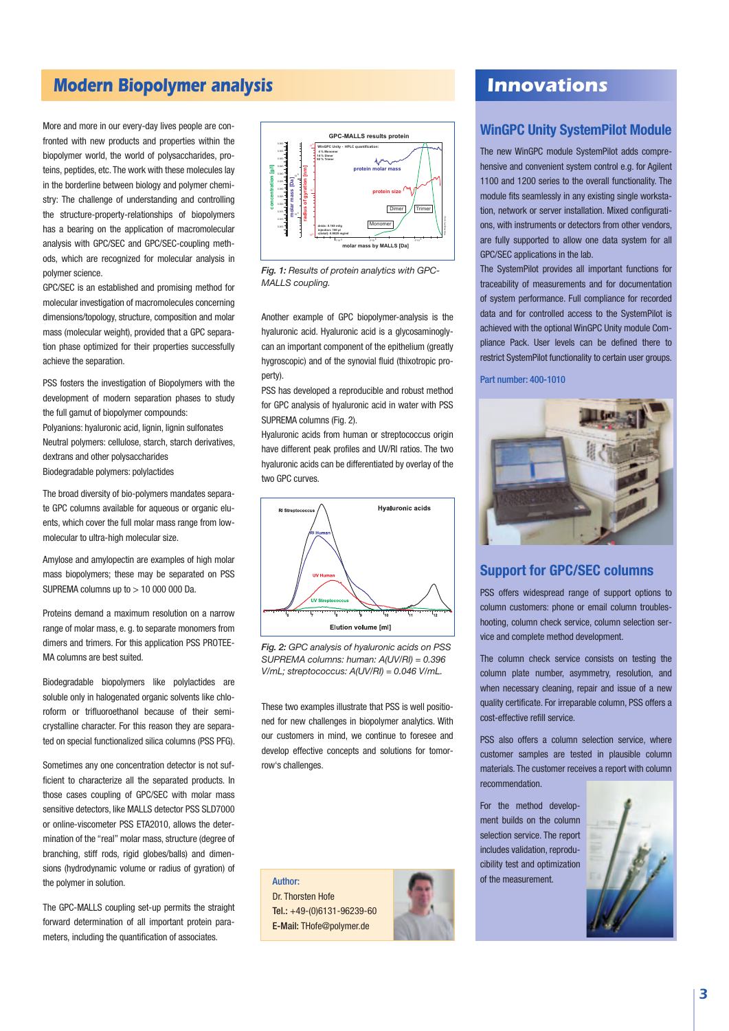## Modern Biopolymer analysis

More and more in our every-day lives people are confronted with new products and properties within the biopolymer world, the world of polysaccharides, proteins, peptides, etc. The work with these molecules lay in the borderline between biology and polymer chemistry: The challenge of understanding and controlling the structure-property-relationships of biopolymers has a bearing on the application of macromolecular analysis with GPC/SEC and GPC/SEC-coupling methods, which are recognized for molecular analysis in polymer science.

GPC/SEC is an established and promising method for molecular investigation of macromolecules concerning dimensions/topology, structure, composition and molar mass (molecular weight), provided that a GPC separation phase optimized for their properties successfully achieve the separation.

PSS fosters the investigation of Biopolymers with the development of modern separation phases to study the full gamut of biopolymer compounds:

Polyanions: hyaluronic acid, lignin, lignin sulfonates

Neutral polymers: cellulose, starch, starch derivatives, dextrans and other polysaccharides

Biodegradable polymers: polylactides

The broad diversity of bio-polymers mandates separate GPC columns available for aqueous or organic eluents, which cover the full molar mass range from low-molecular to ultra-high molecular size.

Amylose and amylopectin are examples of high molar mass biopolymers; these may be separated on PSS SUPREMA columns up to > 10 000 000 Da.

Proteins demand a maximum resolution on a narrow range of molar mass, e. g. to separate monomers from dimers and trimers. For this application PSS PROTEEMA columns are best suited.

Biodegradable biopolymers like polylactides are soluble only in halogenated organic solvents like chloroform or trifluoroethanol because of their semicrystalline character. For this reason they are separated on special functionalized silica columns (PSS PFG).

Sometimes any one concentration detector is not sufficient to characterize all the separated products. In those cases coupling of GPC/SEC with molar mass sensitive detectors, like MALLS detector PSS SLD7000 or online-viscometer PSS ETA2010, allows the determination of the "real" molar mass, structure (degree of branching, stiff rods, rigid globes/balls) and dimensions (hydrodynamic volume or radius of gyration) of the polymer in solution.

The GPC-MALLS coupling set-up permits the straight forward determination of all important protein parameters, including the quantification of associates.

*Fig. 1: Results of protein analytics with GPC-MALLS coupling.*

Another example of GPC biopolymer-analysis is the hyaluronic acid. Hyaluronic acid is a glycosaminoglycan an important component of the epithelium (greatly hygroscopic) and of the synovial fluid (thixotropic property).

PSS has developed a reproducible and robust method for GPC analysis of hyaluronic acid in water with PSS SUPREMA columns (Fig. 2).

Hyaluronic acids from human or streptococcus origin have different peak profiles and UV/RI ratios. The two hyaluronic acids can be differentiated by overlay of the two GPC curves.

*Fig. 2: GPC analysis of hyaluronic acids on PSS SUPREMA columns: human: A(UV/RI) = 0.396 V/mL; streptococcus: A(UV/RI) = 0.046 V/mL.*

These two examples illustrate that PSS is well positioned for new challenges in biopolymer analytics. With our customers in mind, we continue to foresee and develop effective concepts and solutions for tomorrow's challenges.

**Author:**
Dr. Thorsten Hofe
**Tel.:** +49-(0)6131-96239-60
**E-Mail:** THofe@polymer.de

## Innovations

### WinGPC Unity SystemPilot Module

The new WinGPC module SystemPilot adds comprehensive and convenient system control e.g. for Agilent 1100 and 1200 series to the overall functionality. The module fits seamlessly in any existing single workstation, network or server installation. Mixed configurations, with instruments or detectors from other vendors, are fully supported to allow one data system for all GPC/SEC applications in the lab.

The SystemPilot provides all important functions for traceability of measurements and for documentation of system performance. Full compliance for recorded data and for controlled access to the SystemPilot is achieved with the optional WinGPC Unity module Compliance Pack. User levels can be defined there to restrict SystemPilot functionality to certain user groups.

Part number: 400-1010

### Support for GPC/SEC columns

PSS offers widespread range of support options to column customers: phone or email column troubleshooting, column check service, column selection service and complete method development.

The column check service consists on testing the column plate number, asymmetry, resolution, and when necessary cleaning, repair and issue of a new quality certificate. For irreparable column, PSS offers a cost-effective refill service.

PSS also offers a column selection service, where customer samples are tested in plausible column materials. The customer receives a report with column recommendation.

For the method development builds on the column selection service. The report includes validation, reproducibility test and optimization of the measurement.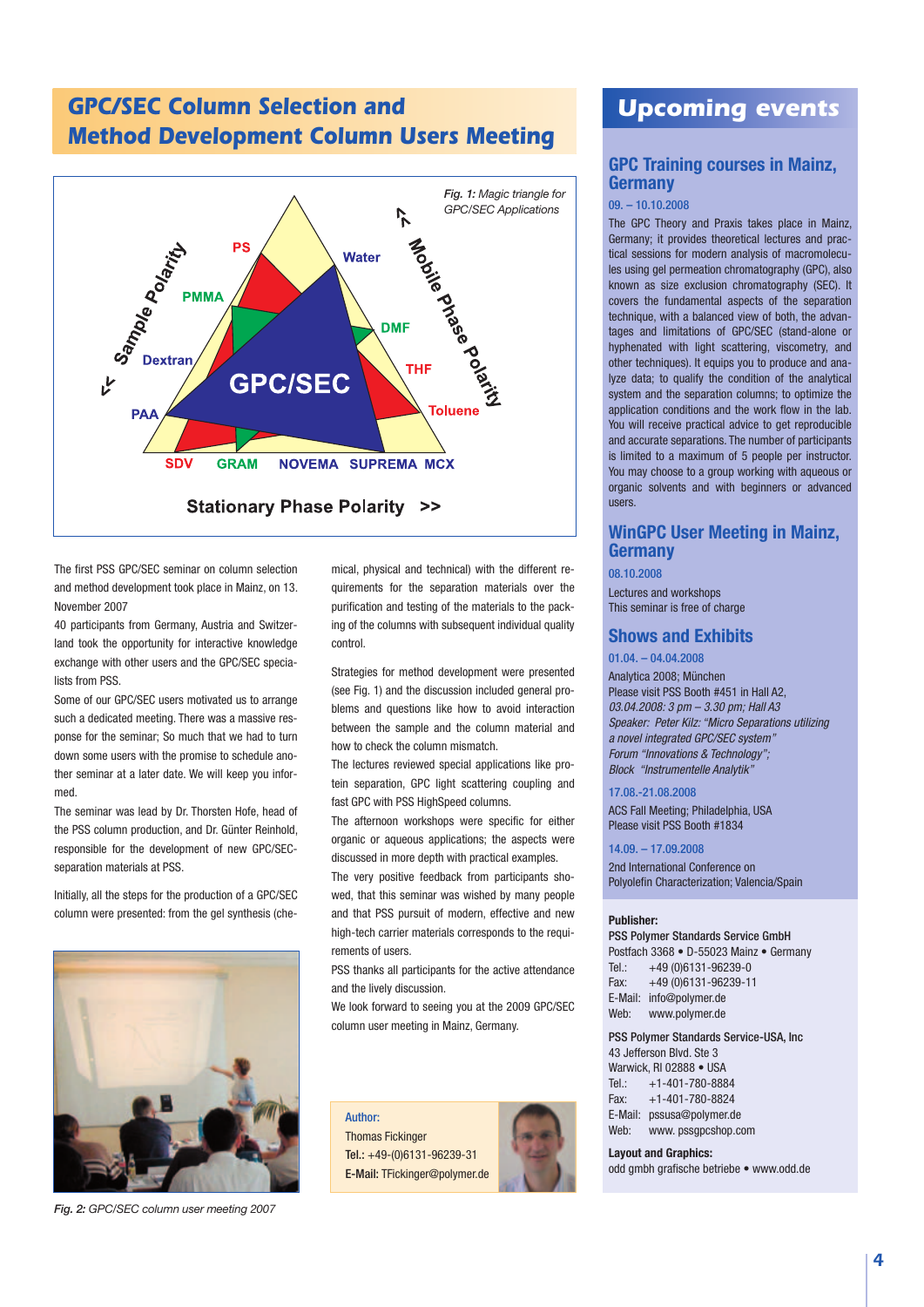## GPC/SEC Column Selection and Method Development Column Users Meeting

*Fig. 1: Magic triangle for GPC/SEC Applications*

The first PSS GPC/SEC seminar on column selection and method development took place in Mainz, on 13. November 2007

40 participants from Germany, Austria and Switzerland took the opportunity for interactive knowledge exchange with other users and the GPC/SEC specialists from PSS.

Some of our GPC/SEC users motivated us to arrange such a dedicated meeting. There was a massive response for the seminar; So much that we had to turn down some users with the promise to schedule another seminar at a later date. We will keep you informed.

The seminar was lead by Dr. Thorsten Hofe, head of the PSS column production, and Dr. Günter Reinhold, responsible for the development of new GPC/SEC-separation materials at PSS.

Initially, all the steps for the production of a GPC/SEC column were presented: from the gel synthesis (chemical, physical and technical) with the different requirements for the separation materials over the purification and testing of the materials to the packing of the columns with subsequent individual quality control.

Strategies for method development were presented (see Fig. 1) and the discussion included general problems and questions like how to avoid interaction between the sample and the column material and how to check the column mismatch.

The lectures reviewed special applications like protein separation, GPC light scattering coupling and fast GPC with PSS HighSpeed columns.

The afternoon workshops were specific for either organic or aqueous applications; the aspects were discussed in more depth with practical examples.

The very positive feedback from participants showed, that this seminar was wished by many people and that PSS pursuit of modern, effective and new high-tech carrier materials corresponds to the requirements of users.

PSS thanks all participants for the active attendance and the lively discussion.

We look forward to seeing you at the 2009 GPC/SEC column user meeting in Mainz, Germany.

*Fig. 2: GPC/SEC column user meeting 2007*

**Author:**
Thomas Fickinger
**Tel.:** +49-(0)6131-96239-31
**E-Mail:** TFickinger@polymer.de

## Upcoming events

### GPC Training courses in Mainz, Germany

09. – 10.10.2008

The GPC Theory and Praxis takes place in Mainz, Germany; it provides theoretical lectures and practical sessions for modern analysis of macromolecules using gel permeation chromatography (GPC), also known as size exclusion chromatography (SEC). It covers the fundamental aspects of the separation technique, with a balanced view of both, the advantages and limitations of GPC/SEC (stand-alone or hyphenated with light scattering, viscometry, and other techniques). It equips you to produce and analyze data; to qualify the condition of the analytical system and the separation columns; to optimize the application conditions and the work flow in the lab. You will receive practical advice to get reproducible and accurate separations. The number of participants is limited to a maximum of 5 people per instructor. You may choose to a group working with aqueous or organic solvents and with beginners or advanced users.

### WinGPC User Meeting in Mainz, Germany

08.10.2008

Lectures and workshops
This seminar is free of charge

### Shows and Exhibits

01.04. – 04.04.2008

Analytica 2008; München
Please visit PSS Booth #451 in Hall A2,
*03.04.2008: 3 pm – 3.30 pm; Hall A3*
*Speaker: Peter Kilz: "Micro Separations utilizing a novel integrated GPC/SEC system"*
*Forum "Innovations & Technology";*
*Block "Instrumentelle Analytik"*

17.08.-21.08.2008

ACS Fall Meeting; Philadelphia, USA
Please visit PSS Booth #1834

14.09. – 17.09.2008

2nd International Conference on Polyolefin Characterization; Valencia/Spain

**Publisher:**
PSS Polymer Standards Service GmbH
Postfach 3368 • D-55023 Mainz • Germany
Tel.: +49 (0)6131-96239-0
Fax: +49 (0)6131-96239-11
E-Mail: info@polymer.de
Web: www.polymer.de

PSS Polymer Standards Service-USA, Inc
43 Jefferson Blvd. Ste 3
Warwick, RI 02888 • USA
Tel.: +1-401-780-8884
Fax: +1-401-780-8824
E-Mail: pssusa@polymer.de
Web: www. pssgpcshop.com

**Layout and Graphics:**
odd gmbh grafische betriebe • www.odd.de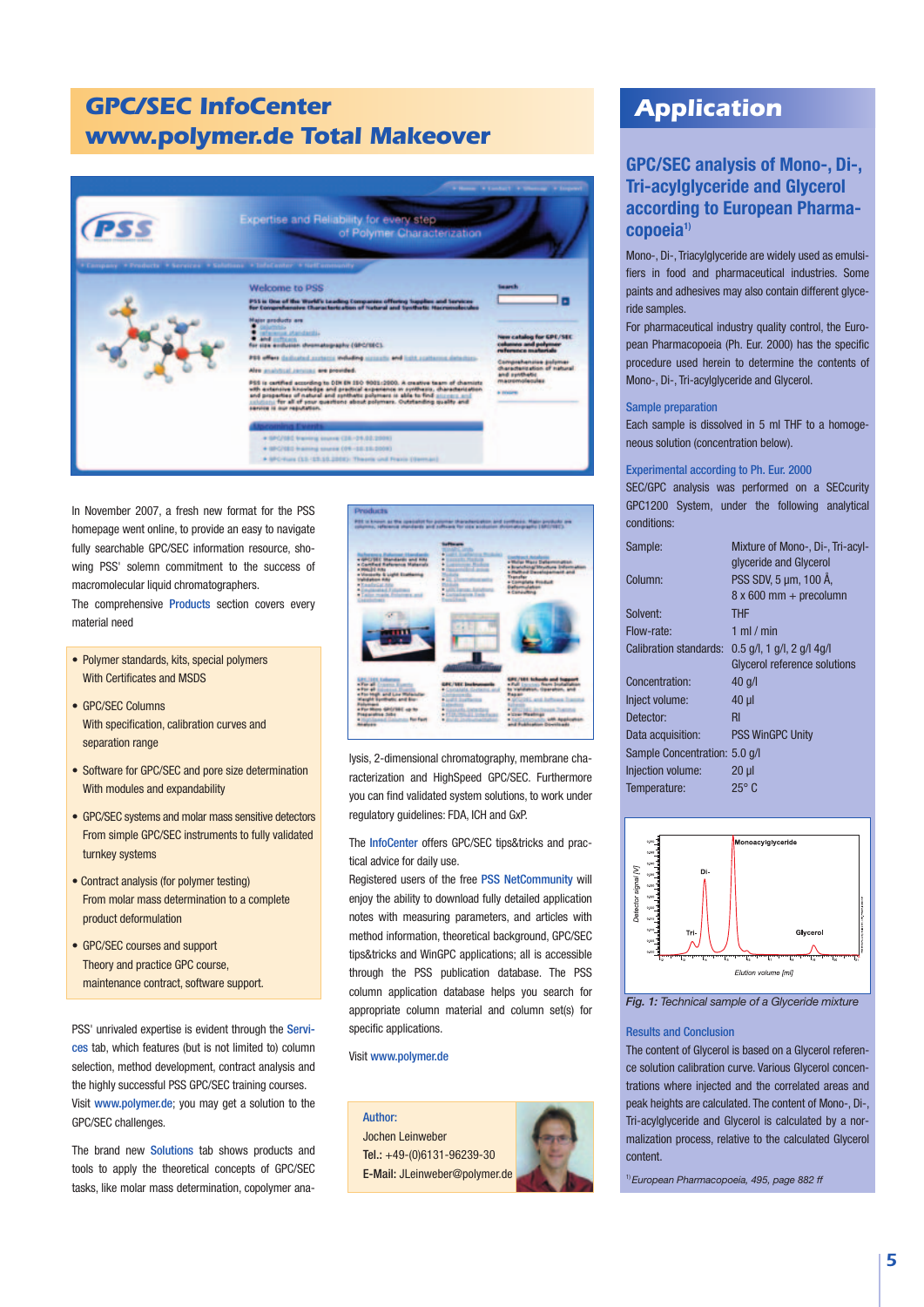# GPC/SEC InfoCenter www.polymer.de Total Makeover

In November 2007, a fresh new format for the PSS homepage went online, to provide an easy to navigate fully searchable GPC/SEC information resource, showing PSS' solemn commitment to the success of macromolecular liquid chromatographers.

The comprehensive Products section covers every material need

- Polymer standards, kits, special polymers With Certificates and MSDS
- GPC/SEC Columns With specification, calibration curves and separation range
- Software for GPC/SEC and pore size determination With modules and expandability
- GPC/SEC systems and molar mass sensitive detectors From simple GPC/SEC instruments to fully validated turnkey systems
- Contract analysis (for polymer testing) From molar mass determination to a complete product deformulation
- GPC/SEC courses and support Theory and practice GPC course, maintenance contract, software support.

PSS' unrivaled expertise is evident through the Services tab, which features (but is not limited to) column selection, method development, contract analysis and the highly successful PSS GPC/SEC training courses. Visit www.polymer.de; you may get a solution to the GPC/SEC challenges.

The brand new Solutions tab shows products and tools to apply the theoretical concepts of GPC/SEC tasks, like molar mass determination, copolymer analysis, 2-dimensional chromatography, membrane characterization and HighSpeed GPC/SEC. Furthermore you can find validated system solutions, to work under regulatory guidelines: FDA, ICH and GxP.

The InfoCenter offers GPC/SEC tips&tricks and practical advice for daily use.

Registered users of the free PSS NetCommunity will enjoy the ability to download fully detailed application notes with measuring parameters, and articles with method information, theoretical background, GPC/SEC tips&tricks and WinGPC applications; all is accessible through the PSS publication database. The PSS column application database helps you search for appropriate column material and column set(s) for specific applications.

Visit www.polymer.de

**Author:**
Jochen Leinweber
**Tel.:** +49-(0)6131-96239-30
**E-Mail:** JLeinweber@polymer.de

# Application

## GPC/SEC analysis of Mono-, Di-, Tri-acylglyceride and Glycerol according to European Pharmacopoeia[1]

Mono-, Di-, Triacylglyceride are widely used as emulsifiers in food and pharmaceutical industries. Some paints and adhesives may also contain different glyceride samples.

For pharmaceutical industry quality control, the European Pharmacopoeia (Ph. Eur. 2000) has the specific procedure used herein to determine the contents of Mono-, Di-, Tri-acylglyceride and Glycerol.

### Sample preparation

Each sample is dissolved in 5 ml THF to a homogeneous solution (concentration below).

### Experimental according to Ph. Eur. 2000

SEC/GPC analysis was performed on a SECcurity GPC1200 System, under the following analytical conditions:

| | |
|---|---|
| Sample: | Mixture of Mono-, Di-, Tri-acylglyceride and Glycerol |
| Column: | PSS SDV, 5 µm, 100 Å, 8 x 600 mm + precolumn |
| Solvent: | THF |
| Flow-rate: | 1 ml / min |
| Calibration standards: | 0.5 g/l, 1 g/l, 2 g/l 4g/l Glycerol reference solutions |
| Concentration: | 40 g/l |
| Inject volume: | 40 µl |
| Detector: | RI |
| Data acquisition: | PSS WinGPC Unity |
| Sample Concentration: | 5.0 g/l |
| Injection volume: | 20 µl |
| Temperature: | 25° C |

*Fig. 1: Technical sample of a Glyceride mixture*

### Results and Conclusion

The content of Glycerol is based on a Glycerol reference solution calibration curve. Various Glycerol concentrations where injected and the correlated areas and peak heights are calculated. The content of Mono-, Di-, Tri-acylglyceride and Glycerol is calculated by a normalization process, relative to the calculated Glycerol content.

[1] *European Pharmacopoeia, 495, page 882 ff*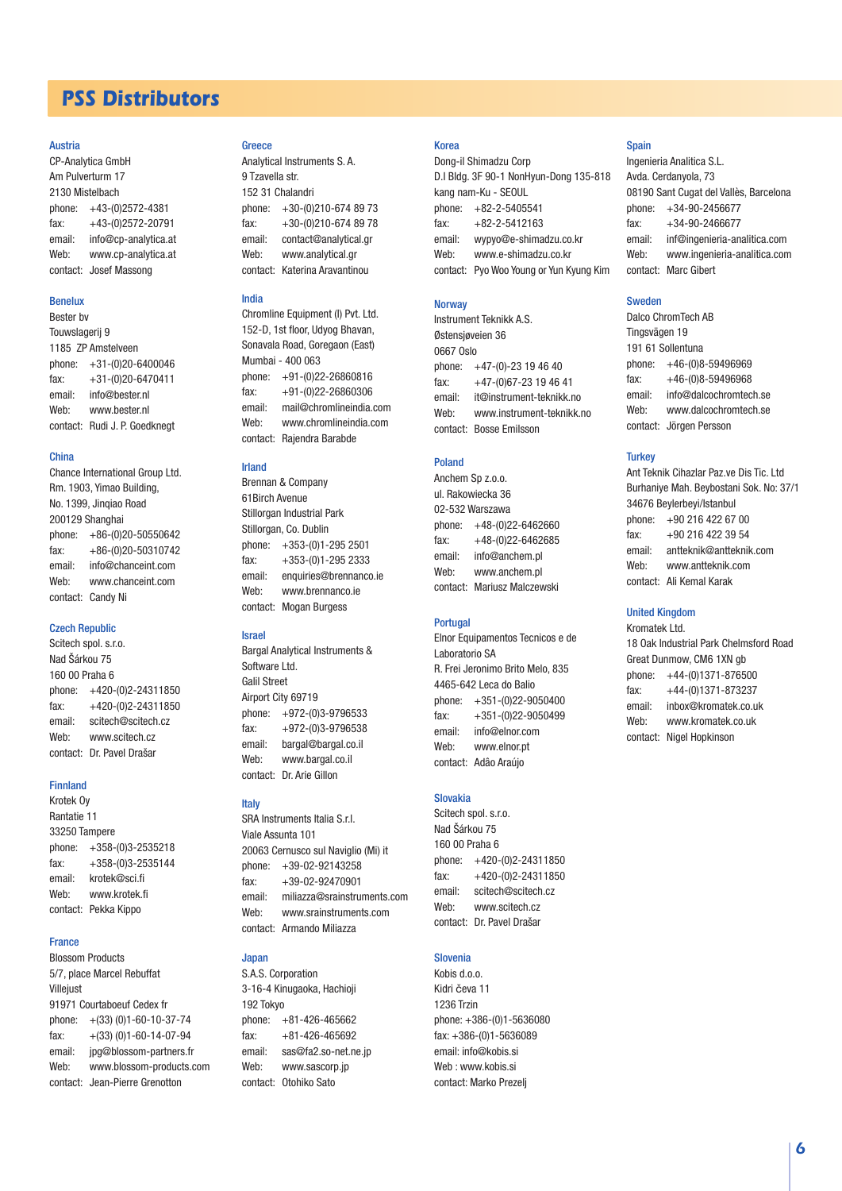# PSS Distributors

## Austria
CP-Analytica GmbH
Am Pulverturm 17
2130 Mistelbach
phone: +43-(0)2572-4381
fax: +43-(0)2572-20791
email: info@cp-analytica.at
Web: www.cp-analytica.at
contact: Josef Massong

## Benelux
Bester bv
Touwslagerij 9
1185 ZP Amstelveen
phone: +31-(0)20-6400046
fax: +31-(0)20-6470411
email: info@bester.nl
Web: www.bester.nl
contact: Rudi J. P. Goedknegt

## China
Chance International Group Ltd.
Rm. 1903, Yimao Building,
No. 1399, Jinqiao Road
200129 Shanghai
phone: +86-(0)20-50550642
fax: +86-(0)20-50310742
email: info@chanceint.com
Web: www.chanceint.com
contact: Candy Ni

## Czech Republic
Scitech spol. s.r.o.
Nad Šárkou 75
160 00 Praha 6
phone: +420-(0)2-24311850
fax: +420-(0)2-24311850
email: scitech@scitech.cz
Web: www.scitech.cz
contact: Dr. Pavel Drašar

## Finnland
Krotek Oy
Rantatie 11
33250 Tampere
phone: +358-(0)3-2535218
fax: +358-(0)3-2535144
email: krotek@sci.fi
Web: www.krotek.fi
contact: Pekka Kippo

## France
Blossom Products
5/7, place Marcel Rebuffat
Villejust
91971 Courtaboeuf Cedex fr
phone: +(33) (0)1-60-10-37-74
fax: +(33) (0)1-60-14-07-94
email: jpg@blossom-partners.fr
Web: www.blossom-products.com
contact: Jean-Pierre Grenotton

## Greece
Analytical Instruments S. A.
9 Tzavella str.
152 31 Chalandri
phone: +30-(0)210-674 89 73
fax: +30-(0)210-674 89 78
email: contact@analytical.gr
Web: www.analytical.gr
contact: Katerina Aravantinou

## India
Chromline Equipment (I) Pvt. Ltd.
152-D, 1st floor, Udyog Bhavan,
Sonavala Road, Goregaon (East)
Mumbai - 400 063
phone: +91-(0)22-26860816
fax: +91-(0)22-26860306
email: mail@chromlineindia.com
Web: www.chromlineindia.com
contact: Rajendra Barabde

## Irland
Brennan & Company
61Birch Avenue
Stillorgan Industrial Park
Stillorgan, Co. Dublin
phone: +353-(0)1-295 2501
fax: +353-(0)1-295 2333
email: enquiries@brennanco.ie
Web: www.brennanco.ie
contact: Mogan Burgess

## Israel
Bargal Analytical Instruments & Software Ltd.
Galil Street
Airport City 69719
phone: +972-(0)3-9796533
fax: +972-(0)3-9796538
email: bargal@bargal.co.il
Web: www.bargal.co.il
contact: Dr. Arie Gillon

## Italy
SRA Instruments Italia S.r.l.
Viale Assunta 101
20063 Cernusco sul Naviglio (Mi) it
phone: +39-02-92143258
fax: +39-02-92470901
email: miliazza@srainstruments.com
Web: www.srainstruments.com
contact: Armando Miliazza

## Japan
S.A.S. Corporation
3-16-4 Kinugaoka, Hachioji
192 Tokyo
phone: +81-426-465662
fax: +81-426-465692
email: sas@fa2.so-net.ne.jp
Web: www.sascorp.jp
contact: Otohiko Sato

## Korea
Dong-il Shimadzu Corp
D.I Bldg. 3F 90-1 NonHyun-Dong 135-818
kang nam-Ku - SEOUL
phone: +82-2-5405541
fax: +82-2-5412163
email: wypyo@e-shimadzu.co.kr
Web: www.e-shimadzu.co.kr
contact: Pyo Woo Young or Yun Kyung Kim

## Norway
Instrument Teknikk A.S.
Østensjøveien 36
0667 Oslo
phone: +47-(0)-23 19 46 40
fax: +47-(0)67-23 19 46 41
email: it@instrument-teknikk.no
Web: www.instrument-teknikk.no
contact: Bosse Emilsson

## Poland
Anchem Sp z.o.o.
ul. Rakowiecka 36
02-532 Warszawa
phone: +48-(0)22-6462660
fax: +48-(0)22-6462685
email: info@anchem.pl
Web: www.anchem.pl
contact: Mariusz Malczewski

## Portugal
Elnor Equipamentos Tecnicos e de Laboratorio SA
R. Frei Jeronimo Brito Melo, 835
4465-642 Leca do Balio
phone: +351-(0)22-9050400
fax: +351-(0)22-9050499
email: info@elnor.com
Web: www.elnor.pt
contact: Adâo Araújo

## Slovakia
Scitech spol. s.r.o.
Nad Šárkou 75
160 00 Praha 6
phone: +420-(0)2-24311850
fax: +420-(0)2-24311850
email: scitech@scitech.cz
Web: www.scitech.cz
contact: Dr. Pavel Drašar

## Slovenia
Kobis d.o.o.
Kidri čeva 11
1236 Trzin
phone: +386-(0)1-5636080
fax: +386-(0)1-5636089
email: info@kobis.si
Web : www.kobis.si
contact: Marko Prezelj

## Spain
Ingenieria Analitica S.L.
Avda. Cerdanyola, 73
08190 Sant Cugat del Vallès, Barcelona
phone: +34-90-2456677
fax: +34-90-2466677
email: inf@ingenieria-analitica.com
Web: www.ingenieria-analitica.com
contact: Marc Gibert

## Sweden
Dalco ChromTech AB
Tingsvägen 19
191 61 Sollentuna
phone: +46-(0)8-59496969
fax: +46-(0)8-59496968
email: info@dalcochromtech.se
Web: www.dalcochromtech.se
contact: Jörgen Persson

## Turkey
Ant Teknik Cihazlar Paz.ve Dis Tic. Ltd
Burhaniye Mah. Beybostani Sok. No: 37/1
34676 Beylerbeyi/Istanbul
phone: +90 216 422 67 00
fax: +90 216 422 39 54
email: antteknik@antteknik.com
Web: www.antteknik.com
contact: Ali Kemal Karak

## United Kingdom
Kromatek Ltd.
18 Oak Industrial Park Chelmsford Road
Great Dunmow, CM6 1XN gb
phone: +44-(0)1371-876500
fax: +44-(0)1371-873237
email: inbox@kromatek.co.uk
Web: www.kromatek.co.uk
contact: Nigel Hopkinson